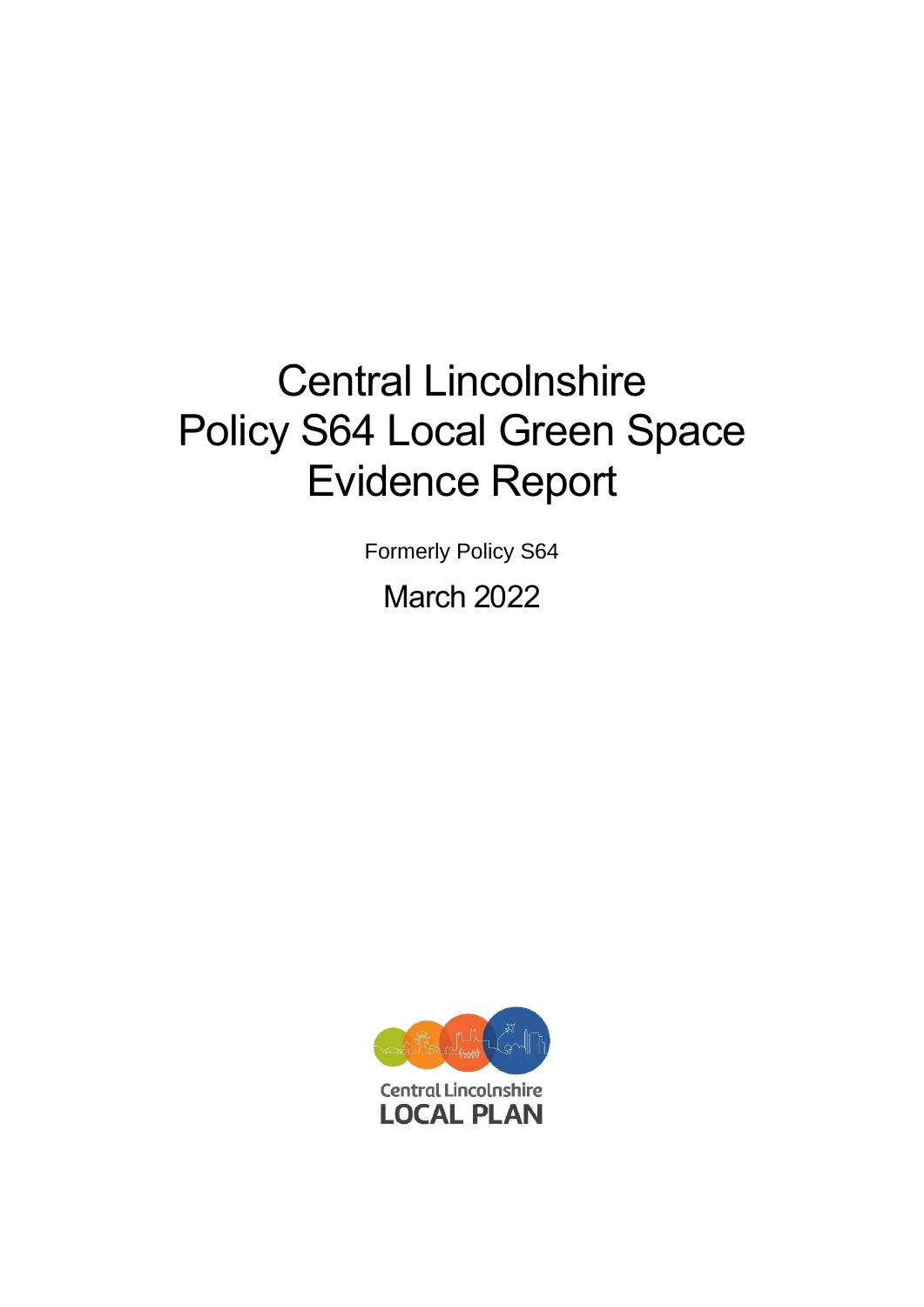# Central Lincolnshire
# Policy S64 Local Green Space
# Evidence Report

Formerly Policy S64

March 2022

Central Lincolnshire
LOCAL PLAN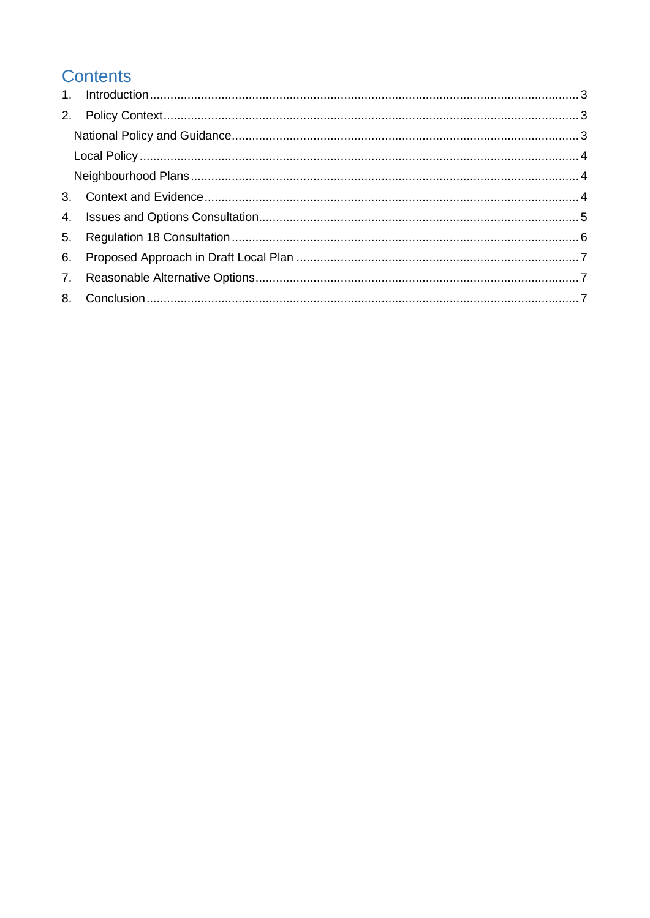# Contents

1. Introduction ... 3
2. Policy Context ... 3
   - National Policy and Guidance ... 3
   - Local Policy ... 4
   - Neighbourhood Plans ... 4
3. Context and Evidence ... 4
4. Issues and Options Consultation ... 5
5. Regulation 18 Consultation ... 6
6. Proposed Approach in Draft Local Plan ... 7
7. Reasonable Alternative Options ... 7
8. Conclusion ... 7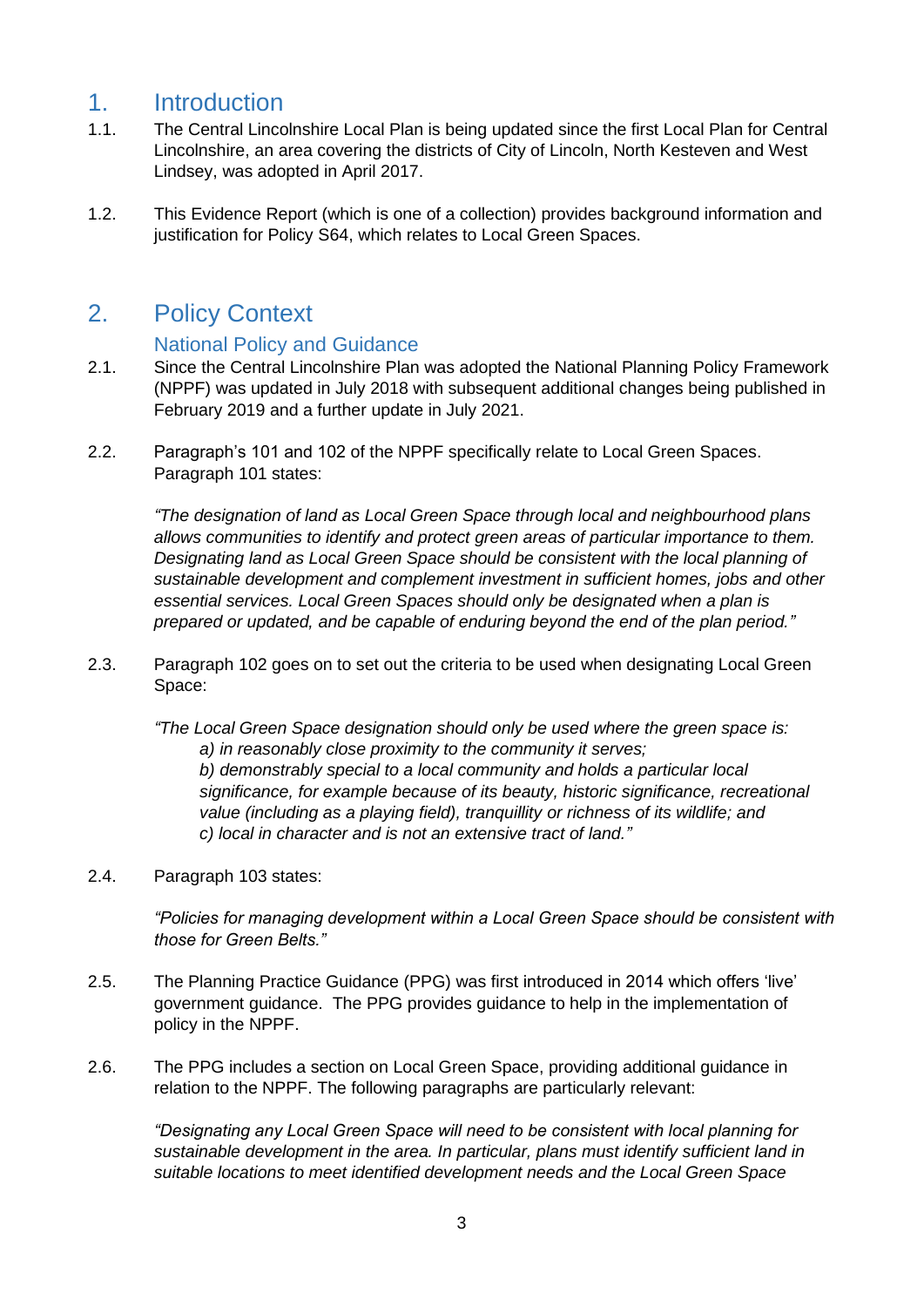# 1. Introduction

1.1. The Central Lincolnshire Local Plan is being updated since the first Local Plan for Central Lincolnshire, an area covering the districts of City of Lincoln, North Kesteven and West Lindsey, was adopted in April 2017.

1.2. This Evidence Report (which is one of a collection) provides background information and justification for Policy S64, which relates to Local Green Spaces.

# 2. Policy Context

## National Policy and Guidance

2.1. Since the Central Lincolnshire Plan was adopted the National Planning Policy Framework (NPPF) was updated in July 2018 with subsequent additional changes being published in February 2019 and a further update in July 2021.

2.2. Paragraph's 101 and 102 of the NPPF specifically relate to Local Green Spaces. Paragraph 101 states:

> *"The designation of land as Local Green Space through local and neighbourhood plans allows communities to identify and protect green areas of particular importance to them. Designating land as Local Green Space should be consistent with the local planning of sustainable development and complement investment in sufficient homes, jobs and other essential services. Local Green Spaces should only be designated when a plan is prepared or updated, and be capable of enduring beyond the end of the plan period."*

2.3. Paragraph 102 goes on to set out the criteria to be used when designating Local Green Space:

> *"The Local Green Space designation should only be used where the green space is:*
>
> *a) in reasonably close proximity to the community it serves;*
>
> *b) demonstrably special to a local community and holds a particular local significance, for example because of its beauty, historic significance, recreational value (including as a playing field), tranquillity or richness of its wildlife; and*
>
> *c) local in character and is not an extensive tract of land."*

2.4. Paragraph 103 states:

> *"Policies for managing development within a Local Green Space should be consistent with those for Green Belts."*

2.5. The Planning Practice Guidance (PPG) was first introduced in 2014 which offers 'live' government guidance. The PPG provides guidance to help in the implementation of policy in the NPPF.

2.6. The PPG includes a section on Local Green Space, providing additional guidance in relation to the NPPF. The following paragraphs are particularly relevant:

> *"Designating any Local Green Space will need to be consistent with local planning for sustainable development in the area. In particular, plans must identify sufficient land in suitable locations to meet identified development needs and the Local Green Space*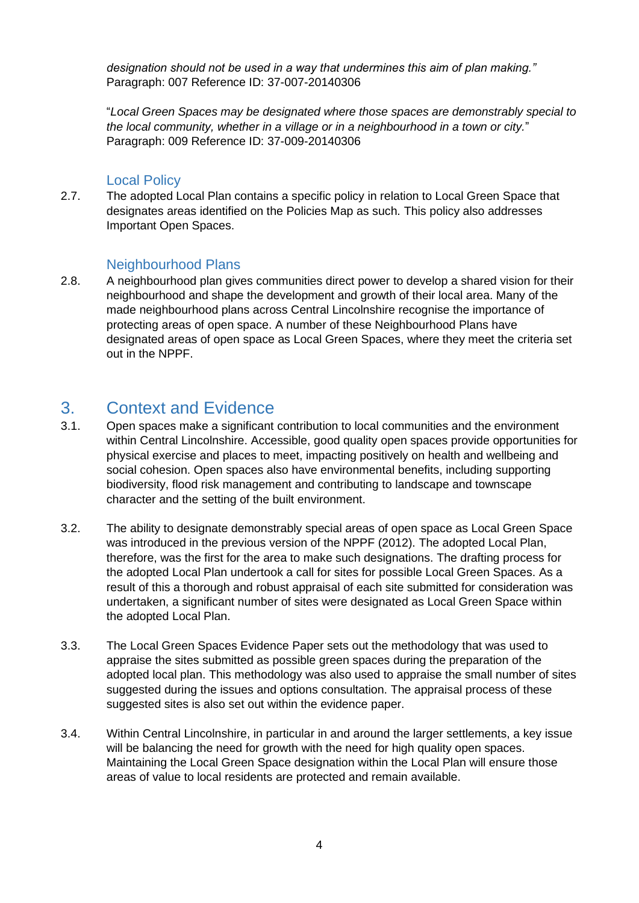*designation should not be used in a way that undermines this aim of plan making."*
Paragraph: 007 Reference ID: 37-007-20140306

"*Local Green Spaces may be designated where those spaces are demonstrably special to the local community, whether in a village or in a neighbourhood in a town or city.*"
Paragraph: 009 Reference ID: 37-009-20140306

### Local Policy

2.7. The adopted Local Plan contains a specific policy in relation to Local Green Space that designates areas identified on the Policies Map as such. This policy also addresses Important Open Spaces.

### Neighbourhood Plans

2.8. A neighbourhood plan gives communities direct power to develop a shared vision for their neighbourhood and shape the development and growth of their local area. Many of the made neighbourhood plans across Central Lincolnshire recognise the importance of protecting areas of open space. A number of these Neighbourhood Plans have designated areas of open space as Local Green Spaces, where they meet the criteria set out in the NPPF.

## 3. Context and Evidence

3.1. Open spaces make a significant contribution to local communities and the environment within Central Lincolnshire. Accessible, good quality open spaces provide opportunities for physical exercise and places to meet, impacting positively on health and wellbeing and social cohesion. Open spaces also have environmental benefits, including supporting biodiversity, flood risk management and contributing to landscape and townscape character and the setting of the built environment.

3.2. The ability to designate demonstrably special areas of open space as Local Green Space was introduced in the previous version of the NPPF (2012). The adopted Local Plan, therefore, was the first for the area to make such designations. The drafting process for the adopted Local Plan undertook a call for sites for possible Local Green Spaces. As a result of this a thorough and robust appraisal of each site submitted for consideration was undertaken, a significant number of sites were designated as Local Green Space within the adopted Local Plan.

3.3. The Local Green Spaces Evidence Paper sets out the methodology that was used to appraise the sites submitted as possible green spaces during the preparation of the adopted local plan. This methodology was also used to appraise the small number of sites suggested during the issues and options consultation. The appraisal process of these suggested sites is also set out within the evidence paper.

3.4. Within Central Lincolnshire, in particular in and around the larger settlements, a key issue will be balancing the need for growth with the need for high quality open spaces. Maintaining the Local Green Space designation within the Local Plan will ensure those areas of value to local residents are protected and remain available.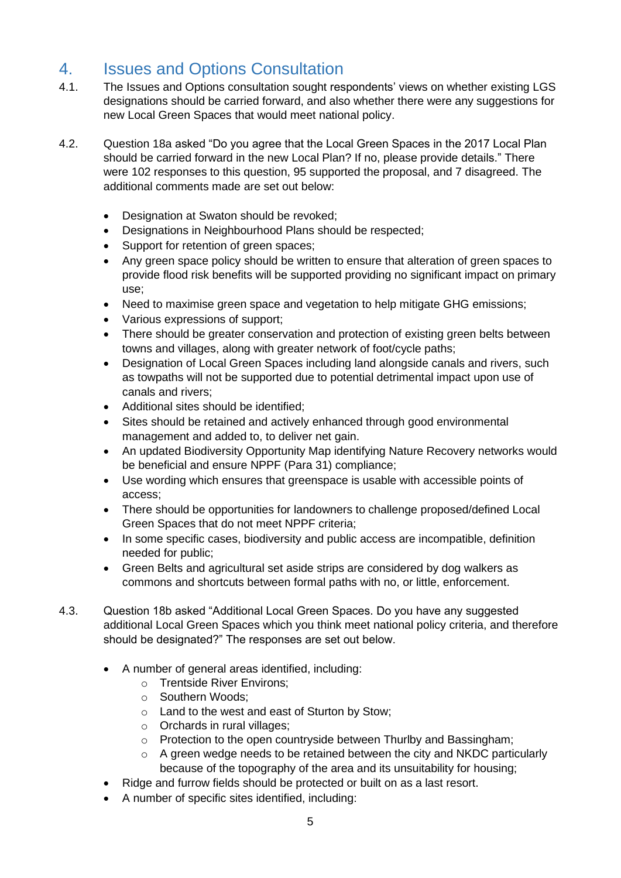## 4. Issues and Options Consultation

4.1. The Issues and Options consultation sought respondents' views on whether existing LGS designations should be carried forward, and also whether there were any suggestions for new Local Green Spaces that would meet national policy.

4.2. Question 18a asked "Do you agree that the Local Green Spaces in the 2017 Local Plan should be carried forward in the new Local Plan? If no, please provide details." There were 102 responses to this question, 95 supported the proposal, and 7 disagreed. The additional comments made are set out below:

- Designation at Swaton should be revoked;
- Designations in Neighbourhood Plans should be respected;
- Support for retention of green spaces;
- Any green space policy should be written to ensure that alteration of green spaces to provide flood risk benefits will be supported providing no significant impact on primary use;
- Need to maximise green space and vegetation to help mitigate GHG emissions;
- Various expressions of support;
- There should be greater conservation and protection of existing green belts between towns and villages, along with greater network of foot/cycle paths;
- Designation of Local Green Spaces including land alongside canals and rivers, such as towpaths will not be supported due to potential detrimental impact upon use of canals and rivers;
- Additional sites should be identified;
- Sites should be retained and actively enhanced through good environmental management and added to, to deliver net gain.
- An updated Biodiversity Opportunity Map identifying Nature Recovery networks would be beneficial and ensure NPPF (Para 31) compliance;
- Use wording which ensures that greenspace is usable with accessible points of access;
- There should be opportunities for landowners to challenge proposed/defined Local Green Spaces that do not meet NPPF criteria;
- In some specific cases, biodiversity and public access are incompatible, definition needed for public;
- Green Belts and agricultural set aside strips are considered by dog walkers as commons and shortcuts between formal paths with no, or little, enforcement.

4.3. Question 18b asked "Additional Local Green Spaces. Do you have any suggested additional Local Green Spaces which you think meet national policy criteria, and therefore should be designated?" The responses are set out below.

- A number of general areas identified, including:
  - Trentside River Environs;
  - Southern Woods;
  - Land to the west and east of Sturton by Stow;
  - Orchards in rural villages;
  - Protection to the open countryside between Thurlby and Bassingham;
  - A green wedge needs to be retained between the city and NKDC particularly because of the topography of the area and its unsuitability for housing;
- Ridge and furrow fields should be protected or built on as a last resort.
- A number of specific sites identified, including: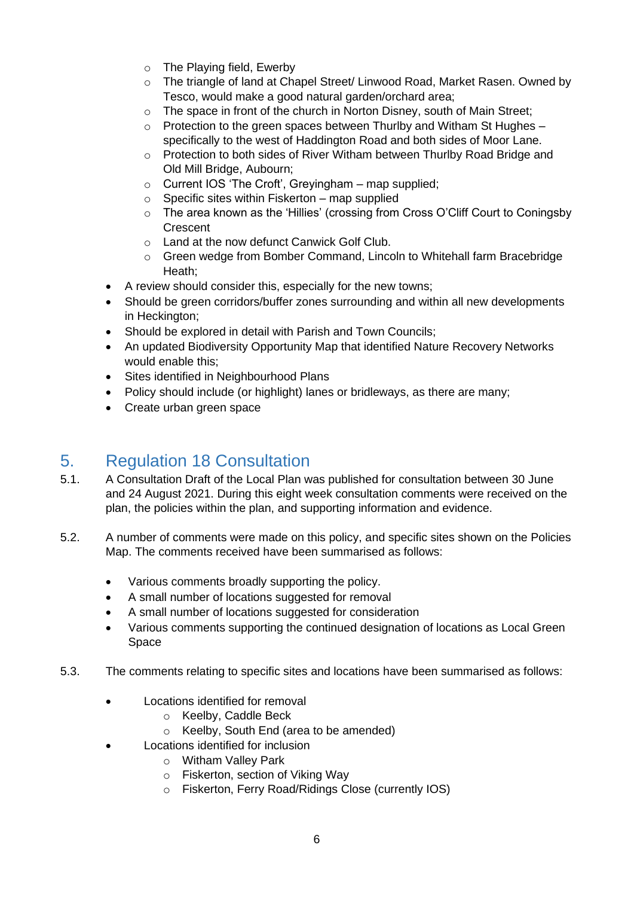- The Playing field, Ewerby
  - The triangle of land at Chapel Street/ Linwood Road, Market Rasen. Owned by Tesco, would make a good natural garden/orchard area;
  - The space in front of the church in Norton Disney, south of Main Street;
  - Protection to the green spaces between Thurlby and Witham St Hughes – specifically to the west of Haddington Road and both sides of Moor Lane.
  - Protection to both sides of River Witham between Thurlby Road Bridge and Old Mill Bridge, Aubourn;
  - Current IOS 'The Croft', Greyingham – map supplied;
  - Specific sites within Fiskerton – map supplied
  - The area known as the 'Hillies' (crossing from Cross O'Cliff Court to Coningsby Crescent
  - Land at the now defunct Canwick Golf Club.
  - Green wedge from Bomber Command, Lincoln to Whitehall farm Bracebridge Heath;
- A review should consider this, especially for the new towns;
- Should be green corridors/buffer zones surrounding and within all new developments in Heckington;
- Should be explored in detail with Parish and Town Councils;
- An updated Biodiversity Opportunity Map that identified Nature Recovery Networks would enable this;
- Sites identified in Neighbourhood Plans
- Policy should include (or highlight) lanes or bridleways, as there are many;
- Create urban green space

# 5. Regulation 18 Consultation

5.1. A Consultation Draft of the Local Plan was published for consultation between 30 June and 24 August 2021. During this eight week consultation comments were received on the plan, the policies within the plan, and supporting information and evidence.

5.2. A number of comments were made on this policy, and specific sites shown on the Policies Map. The comments received have been summarised as follows:

- Various comments broadly supporting the policy.
- A small number of locations suggested for removal
- A small number of locations suggested for consideration
- Various comments supporting the continued designation of locations as Local Green Space

5.3. The comments relating to specific sites and locations have been summarised as follows:

- Locations identified for removal
  - Keelby, Caddle Beck
  - Keelby, South End (area to be amended)
- Locations identified for inclusion
  - Witham Valley Park
  - Fiskerton, section of Viking Way
  - Fiskerton, Ferry Road/Ridings Close (currently IOS)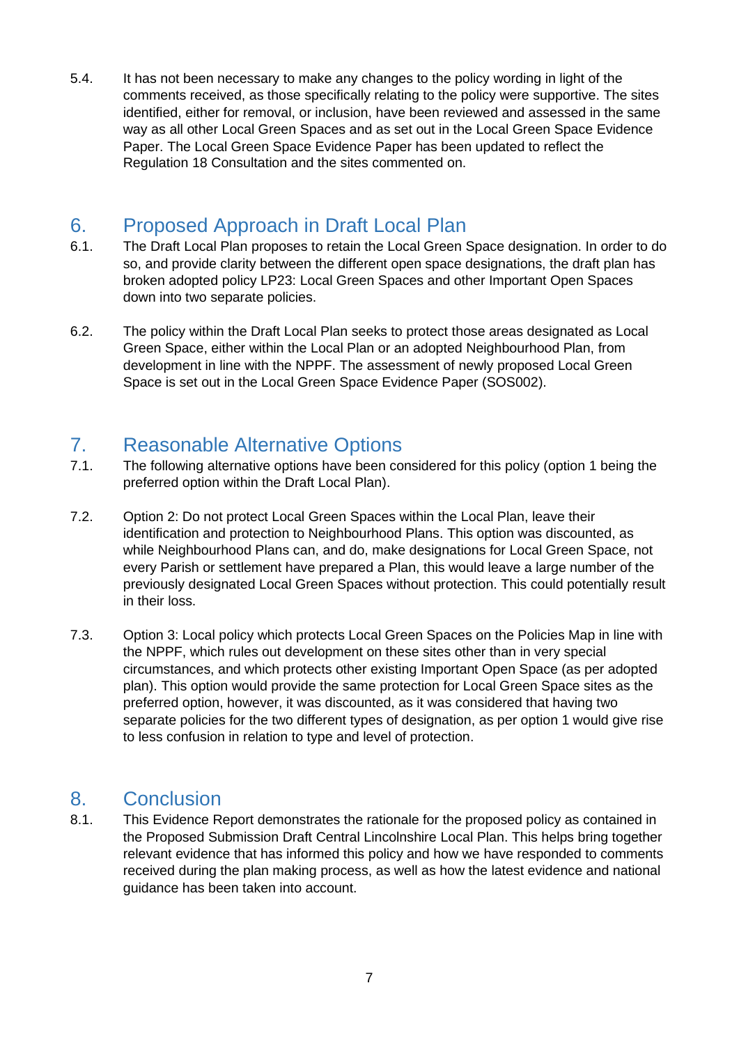5.4. It has not been necessary to make any changes to the policy wording in light of the comments received, as those specifically relating to the policy were supportive. The sites identified, either for removal, or inclusion, have been reviewed and assessed in the same way as all other Local Green Spaces and as set out in the Local Green Space Evidence Paper. The Local Green Space Evidence Paper has been updated to reflect the Regulation 18 Consultation and the sites commented on.

## 6. Proposed Approach in Draft Local Plan

6.1. The Draft Local Plan proposes to retain the Local Green Space designation. In order to do so, and provide clarity between the different open space designations, the draft plan has broken adopted policy LP23: Local Green Spaces and other Important Open Spaces down into two separate policies.

6.2. The policy within the Draft Local Plan seeks to protect those areas designated as Local Green Space, either within the Local Plan or an adopted Neighbourhood Plan, from development in line with the NPPF. The assessment of newly proposed Local Green Space is set out in the Local Green Space Evidence Paper (SOS002).

## 7. Reasonable Alternative Options

7.1. The following alternative options have been considered for this policy (option 1 being the preferred option within the Draft Local Plan).

7.2. Option 2: Do not protect Local Green Spaces within the Local Plan, leave their identification and protection to Neighbourhood Plans. This option was discounted, as while Neighbourhood Plans can, and do, make designations for Local Green Space, not every Parish or settlement have prepared a Plan, this would leave a large number of the previously designated Local Green Spaces without protection. This could potentially result in their loss.

7.3. Option 3: Local policy which protects Local Green Spaces on the Policies Map in line with the NPPF, which rules out development on these sites other than in very special circumstances, and which protects other existing Important Open Space (as per adopted plan). This option would provide the same protection for Local Green Space sites as the preferred option, however, it was discounted, as it was considered that having two separate policies for the two different types of designation, as per option 1 would give rise to less confusion in relation to type and level of protection.

## 8. Conclusion

8.1. This Evidence Report demonstrates the rationale for the proposed policy as contained in the Proposed Submission Draft Central Lincolnshire Local Plan. This helps bring together relevant evidence that has informed this policy and how we have responded to comments received during the plan making process, as well as how the latest evidence and national guidance has been taken into account.